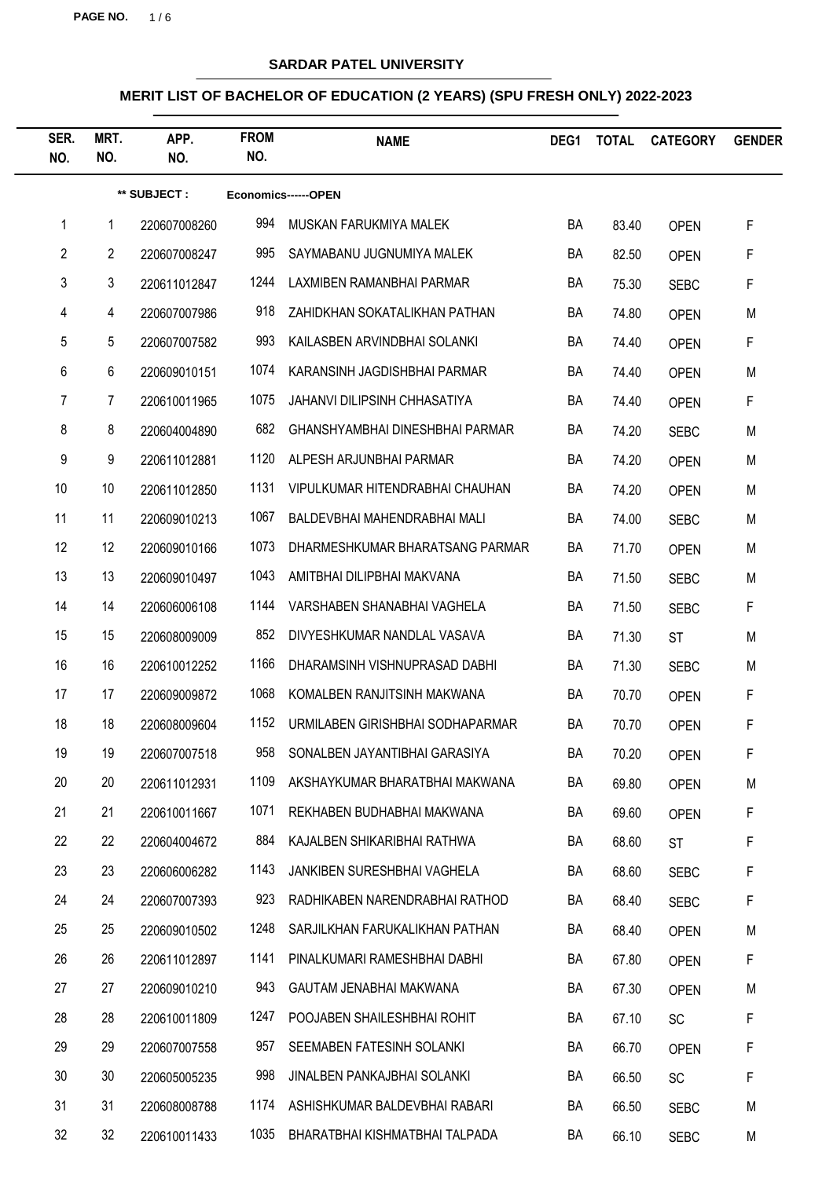# SARDAR PATEL UNIVERSITY

## MERIT LIST OF BACHELOR OF EDUCATION (2 YEARS) (SPU FRESH ONLY) 2022-2023

| SER. NO. | MRT. NO. | APP. NO. | FROM NO. | NAME | DEG1 | TOTAL | CATEGORY | GENDER |
|---|---|---|---|---|---|---|---|---|
| | | ** SUBJECT : | Economics------OPEN | | | | | |
| 1 | 1 | 220607008260 | 994 | MUSKAN FARUKMIYA MALEK | BA | 83.40 | OPEN | F |
| 2 | 2 | 220607008247 | 995 | SAYMABANU JUGNUMIYA MALEK | BA | 82.50 | OPEN | F |
| 3 | 3 | 220611012847 | 1244 | LAXMIBEN RAMANBHAI PARMAR | BA | 75.30 | SEBC | F |
| 4 | 4 | 220607007986 | 918 | ZAHIDKHAN SOKATALIKHAN PATHAN | BA | 74.80 | OPEN | M |
| 5 | 5 | 220607007582 | 993 | KAILASBEN ARVINDBHAI SOLANKI | BA | 74.40 | OPEN | F |
| 6 | 6 | 220609010151 | 1074 | KARANSINH JAGDISHBHAI PARMAR | BA | 74.40 | OPEN | M |
| 7 | 7 | 220610011965 | 1075 | JAHANVI DILIPSINH CHHASATIYA | BA | 74.40 | OPEN | F |
| 8 | 8 | 220604004890 | 682 | GHANSHYAMBHAI DINESHBHAI PARMAR | BA | 74.20 | SEBC | M |
| 9 | 9 | 220611012881 | 1120 | ALPESH ARJUNBHAI PARMAR | BA | 74.20 | OPEN | M |
| 10 | 10 | 220611012850 | 1131 | VIPULKUMAR HITENDRABHAI CHAUHAN | BA | 74.20 | OPEN | M |
| 11 | 11 | 220609010213 | 1067 | BALDEVBHAI MAHENDRABHAI MALI | BA | 74.00 | SEBC | M |
| 12 | 12 | 220609010166 | 1073 | DHARMESHKUMAR BHARATSANG PARMAR | BA | 71.70 | OPEN | M |
| 13 | 13 | 220609010497 | 1043 | AMITBHAI DILIPBHAI MAKVANA | BA | 71.50 | SEBC | M |
| 14 | 14 | 220606006108 | 1144 | VARSHABEN SHANABHAI VAGHELA | BA | 71.50 | SEBC | F |
| 15 | 15 | 220608009009 | 852 | DIVYESHKUMAR NANDLAL VASAVA | BA | 71.30 | ST | M |
| 16 | 16 | 220610012252 | 1166 | DHARAMSINH VISHNUPRASAD DABHI | BA | 71.30 | SEBC | M |
| 17 | 17 | 220609009872 | 1068 | KOMALBEN RANJITSINH MAKWANA | BA | 70.70 | OPEN | F |
| 18 | 18 | 220608009604 | 1152 | URMILABEN GIRISHBHAI SODHAPARMAR | BA | 70.70 | OPEN | F |
| 19 | 19 | 220607007518 | 958 | SONALBEN JAYANTIBHAI GARASIYA | BA | 70.20 | OPEN | F |
| 20 | 20 | 220611012931 | 1109 | AKSHAYKUMAR BHARATBHAI MAKWANA | BA | 69.80 | OPEN | M |
| 21 | 21 | 220610011667 | 1071 | REKHABEN BUDHABHAI MAKWANA | BA | 69.60 | OPEN | F |
| 22 | 22 | 220604004672 | 884 | KAJALBEN SHIKARIBHAI RATHWA | BA | 68.60 | ST | F |
| 23 | 23 | 220606006282 | 1143 | JANKIBEN SURESHBHAI VAGHELA | BA | 68.60 | SEBC | F |
| 24 | 24 | 220607007393 | 923 | RADHIKABEN NARENDRABHAI RATHOD | BA | 68.40 | SEBC | F |
| 25 | 25 | 220609010502 | 1248 | SARJILKHAN FARUKALIKHAN PATHAN | BA | 68.40 | OPEN | M |
| 26 | 26 | 220611012897 | 1141 | PINALKUMARI RAMESHBHAI DABHI | BA | 67.80 | OPEN | F |
| 27 | 27 | 220609010210 | 943 | GAUTAM JENABHAI MAKWANA | BA | 67.30 | OPEN | M |
| 28 | 28 | 220610011809 | 1247 | POOJABEN SHAILESHBHAI ROHIT | BA | 67.10 | SC | F |
| 29 | 29 | 220607007558 | 957 | SEEMABEN FATESINH SOLANKI | BA | 66.70 | OPEN | F |
| 30 | 30 | 220605005235 | 998 | JINALBEN PANKAJBHAI SOLANKI | BA | 66.50 | SC | F |
| 31 | 31 | 220608008788 | 1174 | ASHISHKUMAR BALDEVBHAI RABARI | BA | 66.50 | SEBC | M |
| 32 | 32 | 220610011433 | 1035 | BHARATBHAI KISHMATBHAI TALPADA | BA | 66.10 | SEBC | M |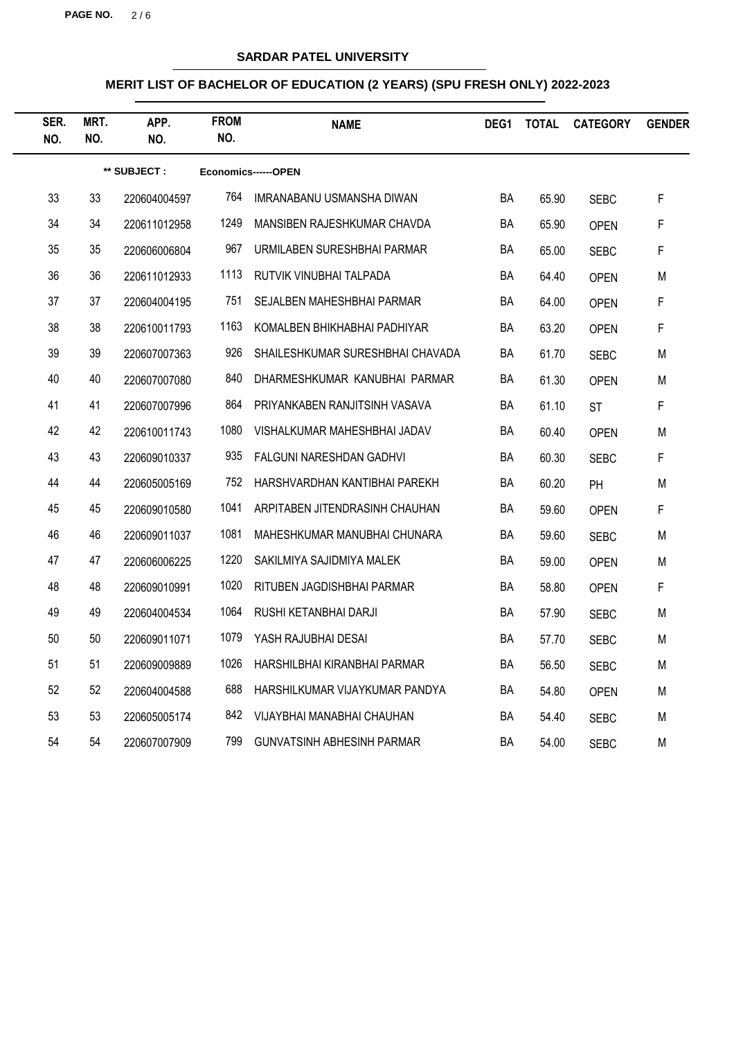**SARDAR PATEL UNIVERSITY**

**MERIT LIST OF BACHELOR OF EDUCATION (2 YEARS) (SPU FRESH ONLY) 2022-2023**

**\*\* SUBJECT : Economics------OPEN**

| SER. NO. | MRT. NO. | APP. NO. | FROM NO. | NAME | DEG1 | TOTAL | CATEGORY | GENDER |
|---|---|---|---|---|---|---|---|---|
| 33 | 33 | 220604004597 | 764 | IMRANABANU USMANSHA DIWAN | BA | 65.90 | SEBC | F |
| 34 | 34 | 220611012958 | 1249 | MANSIBEN RAJESHKUMAR CHAVDA | BA | 65.90 | OPEN | F |
| 35 | 35 | 220606006804 | 967 | URMILABEN SURESHBHAI PARMAR | BA | 65.00 | SEBC | F |
| 36 | 36 | 220611012933 | 1113 | RUTVIK VINUBHAI TALPADA | BA | 64.40 | OPEN | M |
| 37 | 37 | 220604004195 | 751 | SEJALBEN MAHESHBHAI PARMAR | BA | 64.00 | OPEN | F |
| 38 | 38 | 220610011793 | 1163 | KOMALBEN BHIKHABHAI PADHIYAR | BA | 63.20 | OPEN | F |
| 39 | 39 | 220607007363 | 926 | SHAILESHKUMAR SURESHBHAI CHAVADA | BA | 61.70 | SEBC | M |
| 40 | 40 | 220607007080 | 840 | DHARMESHKUMAR KANUBHAI PARMAR | BA | 61.30 | OPEN | M |
| 41 | 41 | 220607007996 | 864 | PRIYANKABEN RANJITSINH VASAVA | BA | 61.10 | ST | F |
| 42 | 42 | 220610011743 | 1080 | VISHALKUMAR MAHESHBHAI JADAV | BA | 60.40 | OPEN | M |
| 43 | 43 | 220609010337 | 935 | FALGUNI NARESHDAN GADHVI | BA | 60.30 | SEBC | F |
| 44 | 44 | 220605005169 | 752 | HARSHVARDHAN KANTIBHAI PAREKH | BA | 60.20 | PH | M |
| 45 | 45 | 220609010580 | 1041 | ARPITABEN JITENDRASINH CHAUHAN | BA | 59.60 | OPEN | F |
| 46 | 46 | 220609011037 | 1081 | MAHESHKUMAR MANUBHAI CHUNARA | BA | 59.60 | SEBC | M |
| 47 | 47 | 220606006225 | 1220 | SAKILMIYA SAJIDMIYA MALEK | BA | 59.00 | OPEN | M |
| 48 | 48 | 220609010991 | 1020 | RITUBEN JAGDISHBHAI PARMAR | BA | 58.80 | OPEN | F |
| 49 | 49 | 220604004534 | 1064 | RUSHI KETANBHAI DARJI | BA | 57.90 | SEBC | M |
| 50 | 50 | 220609011071 | 1079 | YASH RAJUBHAI DESAI | BA | 57.70 | SEBC | M |
| 51 | 51 | 220609009889 | 1026 | HARSHILBHAI KIRANBHAI PARMAR | BA | 56.50 | SEBC | M |
| 52 | 52 | 220604004588 | 688 | HARSHILKUMAR VIJAYKUMAR PANDYA | BA | 54.80 | OPEN | M |
| 53 | 53 | 220605005174 | 842 | VIJAYBHAI MANABHAI CHAUHAN | BA | 54.40 | SEBC | M |
| 54 | 54 | 220607007909 | 799 | GUNVATSINH ABHESINH PARMAR | BA | 54.00 | SEBC | M |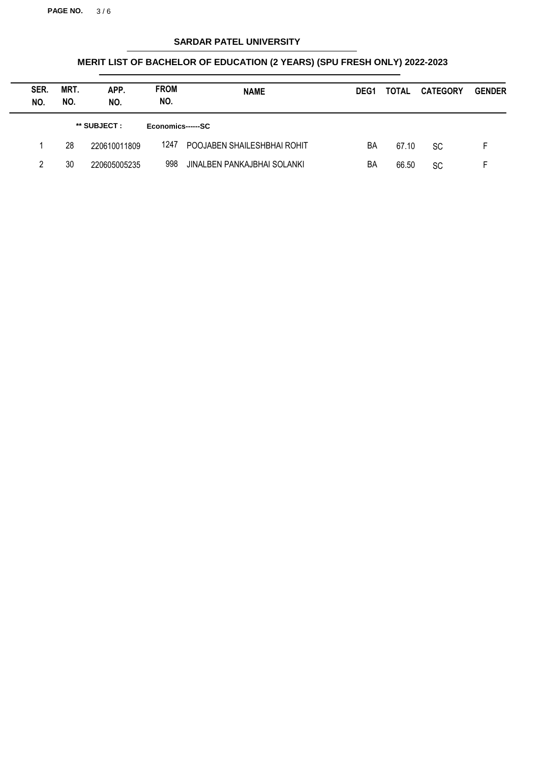## SARDAR PATEL UNIVERSITY

### MERIT LIST OF BACHELOR OF EDUCATION (2 YEARS) (SPU FRESH ONLY) 2022-2023

| SER. NO. | MRT. NO. | APP. NO. | FROM NO. | NAME | DEG1 | TOTAL | CATEGORY | GENDER |
|---|---|---|---|---|---|---|---|---|
| | | ** SUBJECT : | Economics------SC | | | | | |
| 1 | 28 | 220610011809 | 1247 | POOJABEN SHAILESHBHAI ROHIT | BA | 67.10 | SC | F |
| 2 | 30 | 220605005235 | 998 | JINALBEN PANKAJBHAI SOLANKI | BA | 66.50 | SC | F |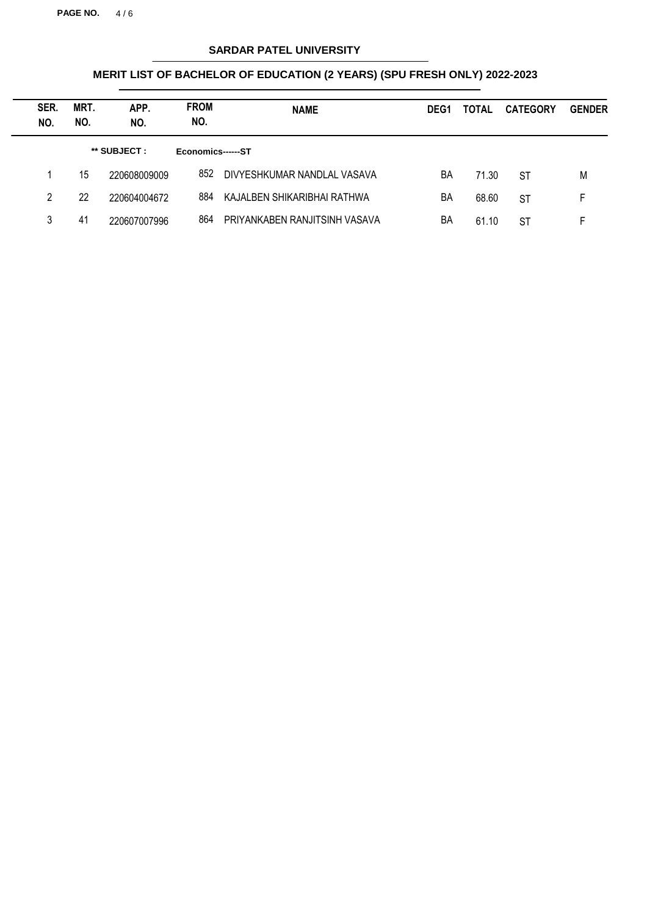# SARDAR PATEL UNIVERSITY

## MERIT LIST OF BACHELOR OF EDUCATION (2 YEARS) (SPU FRESH ONLY) 2022-2023

| SER. NO. | MRT. NO. | APP. NO. | FROM NO. | NAME | DEG1 | TOTAL | CATEGORY | GENDER |
|---|---|---|---|---|---|---|---|---|
| | | ** SUBJECT : | Economics------ST | | | | | |
| 1 | 15 | 220608009009 | 852 | DIVYESHKUMAR NANDLAL VASAVA | BA | 71.30 | ST | M |
| 2 | 22 | 220604004672 | 884 | KAJALBEN SHIKARIBHAI RATHWA | BA | 68.60 | ST | F |
| 3 | 41 | 220607007996 | 864 | PRIYANKABEN RANJITSINH VASAVA | BA | 61.10 | ST | F |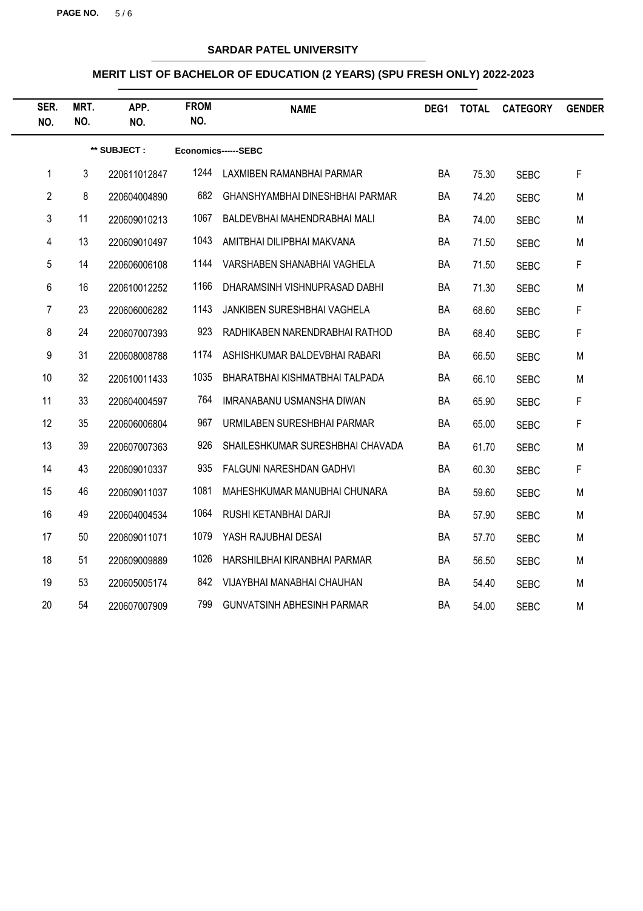## SARDAR PATEL UNIVERSITY

## MERIT LIST OF BACHELOR OF EDUCATION (2 YEARS) (SPU FRESH ONLY) 2022-2023

| SER. NO. | MRT. NO. | APP. NO. | FROM NO. | NAME | DEG1 | TOTAL | CATEGORY | GENDER |
|---|---|---|---|---|---|---|---|---|
| | | ** SUBJECT : | Economics------SEBC | | | | | |
| 1 | 3 | 220611012847 | 1244 | LAXMIBEN RAMANBHAI PARMAR | BA | 75.30 | SEBC | F |
| 2 | 8 | 220604004890 | 682 | GHANSHYAMBHAI DINESHBHAI PARMAR | BA | 74.20 | SEBC | M |
| 3 | 11 | 220609010213 | 1067 | BALDEVBHAI MAHENDRABHAI MALI | BA | 74.00 | SEBC | M |
| 4 | 13 | 220609010497 | 1043 | AMITBHAI DILIPBHAI MAKVANA | BA | 71.50 | SEBC | M |
| 5 | 14 | 220606006108 | 1144 | VARSHABEN SHANABHAI VAGHELA | BA | 71.50 | SEBC | F |
| 6 | 16 | 220610012252 | 1166 | DHARAMSINH VISHNUPRASAD DABHI | BA | 71.30 | SEBC | M |
| 7 | 23 | 220606006282 | 1143 | JANKIBEN SURESHBHAI VAGHELA | BA | 68.60 | SEBC | F |
| 8 | 24 | 220607007393 | 923 | RADHIKABEN NARENDRABHAI RATHOD | BA | 68.40 | SEBC | F |
| 9 | 31 | 220608008788 | 1174 | ASHISHKUMAR BALDEVBHAI RABARI | BA | 66.50 | SEBC | M |
| 10 | 32 | 220610011433 | 1035 | BHARATBHAI KISHMATBHAI TALPADA | BA | 66.10 | SEBC | M |
| 11 | 33 | 220604004597 | 764 | IMRANABANU USMANSHA DIWAN | BA | 65.90 | SEBC | F |
| 12 | 35 | 220606006804 | 967 | URMILABEN SURESHBHAI PARMAR | BA | 65.00 | SEBC | F |
| 13 | 39 | 220607007363 | 926 | SHAILESHKUMAR SURESHBHAI CHAVADA | BA | 61.70 | SEBC | M |
| 14 | 43 | 220609010337 | 935 | FALGUNI NARESHDAN GADHVI | BA | 60.30 | SEBC | F |
| 15 | 46 | 220609011037 | 1081 | MAHESHKUMAR MANUBHAI CHUNARA | BA | 59.60 | SEBC | M |
| 16 | 49 | 220604004534 | 1064 | RUSHI KETANBHAI DARJI | BA | 57.90 | SEBC | M |
| 17 | 50 | 220609011071 | 1079 | YASH RAJUBHAI DESAI | BA | 57.70 | SEBC | M |
| 18 | 51 | 220609009889 | 1026 | HARSHILBHAI KIRANBHAI PARMAR | BA | 56.50 | SEBC | M |
| 19 | 53 | 220605005174 | 842 | VIJAYBHAI MANABHAI CHAUHAN | BA | 54.40 | SEBC | M |
| 20 | 54 | 220607007909 | 799 | GUNVATSINH ABHESINH PARMAR | BA | 54.00 | SEBC | M |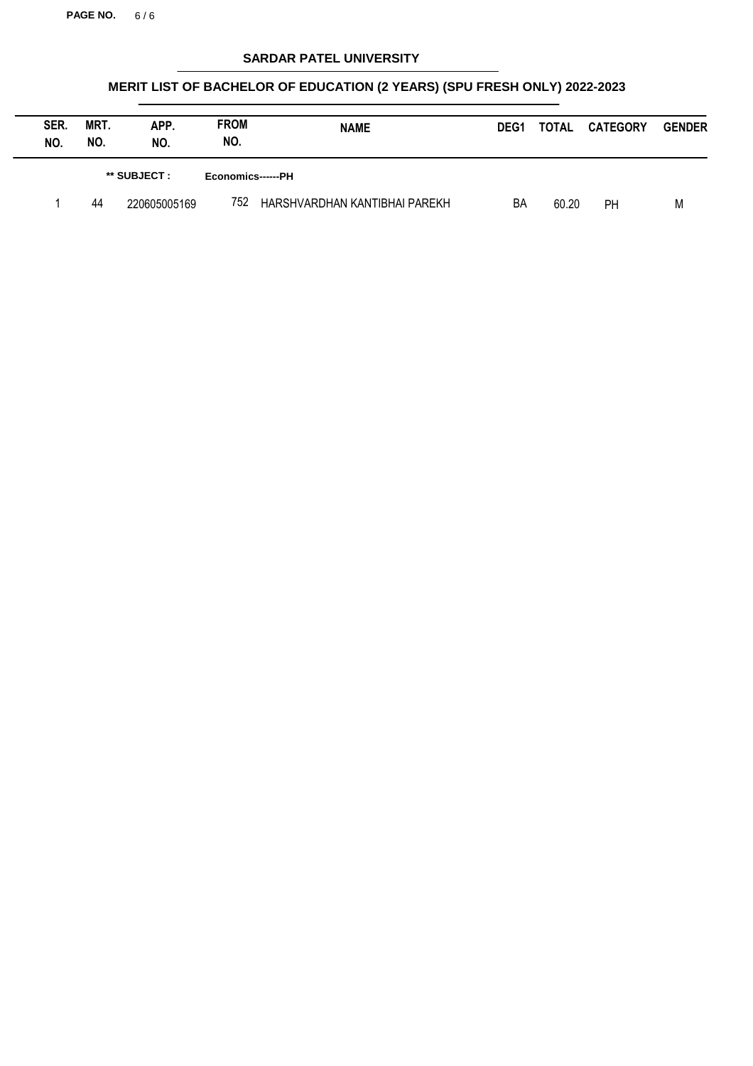## SARDAR PATEL UNIVERSITY

### MERIT LIST OF BACHELOR OF EDUCATION (2 YEARS) (SPU FRESH ONLY) 2022-2023

| SER. NO. | MRT. NO. | APP. NO. | FROM NO. | NAME | DEG1 | TOTAL | CATEGORY | GENDER |
|---|---|---|---|---|---|---|---|---|
| | | ** SUBJECT : | Economics------PH | | | | | |
| 1 | 44 | 220605005169 | 752 | HARSHVARDHAN KANTIBHAI PAREKH | BA | 60.20 | PH | M |